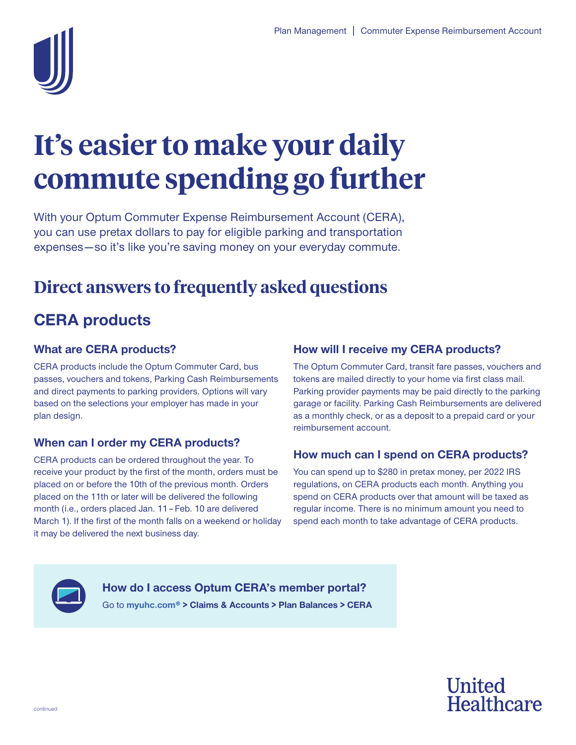# It's easier to make your daily commute spending go further

With your Optum Commuter Expense Reimbursement Account (CERA), you can use pretax dollars to pay for eligible parking and transportation expenses—so it's like you're saving money on your everyday commute.

## Direct answers to frequently asked questions

## CERA products

### What are CERA products?

CERA products include the Optum Commuter Card, bus passes, vouchers and tokens, Parking Cash Reimbursements and direct payments to parking providers. Options will vary based on the selections your employer has made in your plan design.

### When can I order my CERA products?

CERA products can be ordered throughout the year. To receive your product by the first of the month, orders must be placed on or before the 10th of the previous month. Orders placed on the 11th or later will be delivered the following month (i.e., orders placed Jan. 11 – Feb. 10 are delivered March 1). If the first of the month falls on a weekend or holiday it may be delivered the next business day.

### How will I receive my CERA products?

The Optum Commuter Card, transit fare passes, vouchers and tokens are mailed directly to your home via first class mail. Parking provider payments may be paid directly to the parking garage or facility. Parking Cash Reimbursements are delivered as a monthly check, or as a deposit to a prepaid card or your reimbursement account.

### How much can I spend on CERA products?

You can spend up to $280 in pretax money, per 2022 IRS regulations, on CERA products each month. Anything you spend on CERA products over that amount will be taxed as regular income. There is no minimum amount you need to spend each month to take advantage of CERA products.

### How do I access Optum CERA's member portal?

Go to **myuhc.com® > Claims & Accounts > Plan Balances > CERA**

continued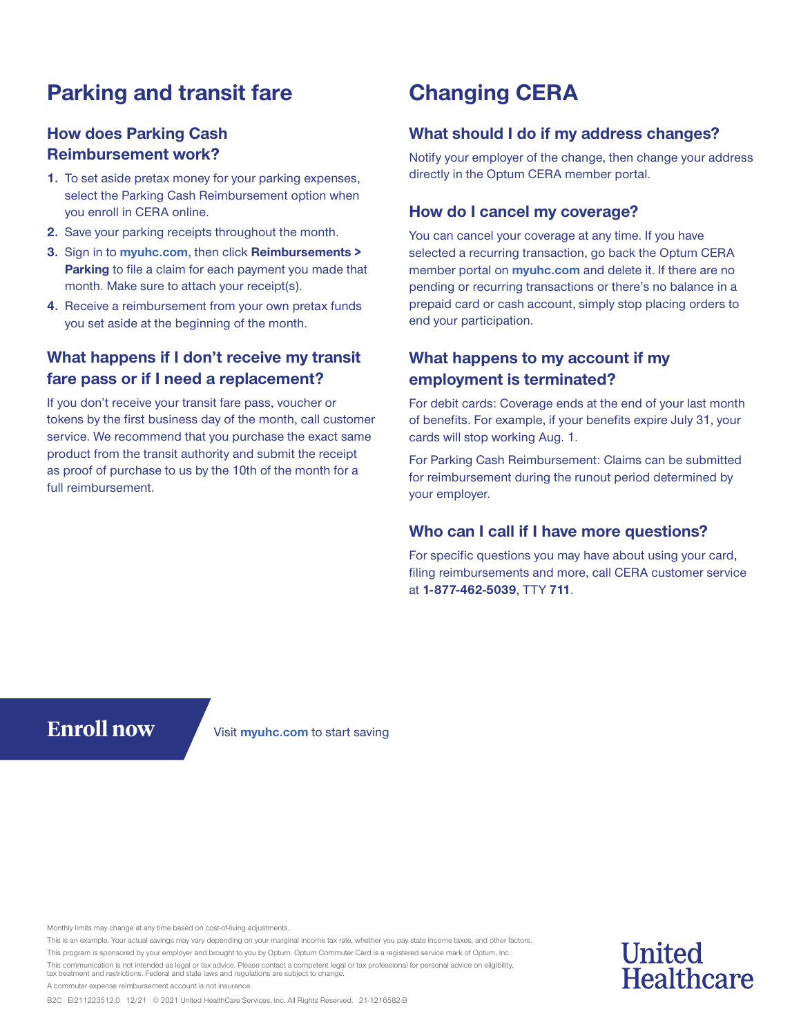## Parking and transit fare

### How does Parking Cash Reimbursement work?

1. To set aside pretax money for your parking expenses, select the Parking Cash Reimbursement option when you enroll in CERA online.
2. Save your parking receipts throughout the month.
3. Sign in to **myuhc.com**, then click **Reimbursements > Parking** to file a claim for each payment you made that month. Make sure to attach your receipt(s).
4. Receive a reimbursement from your own pretax funds you set aside at the beginning of the month.

### What happens if I don't receive my transit fare pass or if I need a replacement?

If you don't receive your transit fare pass, voucher or tokens by the first business day of the month, call customer service. We recommend that you purchase the exact same product from the transit authority and submit the receipt as proof of purchase to us by the 10th of the month for a full reimbursement.

## Changing CERA

### What should I do if my address changes?

Notify your employer of the change, then change your address directly in the Optum CERA member portal.

### How do I cancel my coverage?

You can cancel your coverage at any time. If you have selected a recurring transaction, go back the Optum CERA member portal on **myuhc.com** and delete it. If there are no pending or recurring transactions or there's no balance in a prepaid card or cash account, simply stop placing orders to end your participation.

### What happens to my account if my employment is terminated?

For debit cards: Coverage ends at the end of your last month of benefits. For example, if your benefits expire July 31, your cards will stop working Aug. 1.

For Parking Cash Reimbursement: Claims can be submitted for reimbursement during the runout period determined by your employer.

### Who can I call if I have more questions?

For specific questions you may have about using your card, filing reimbursements and more, call CERA customer service at **1-877-462-5039**, TTY **711**.

**Enroll now**

Visit **myuhc.com** to start saving

Monthly limits may change at any time based on cost-of-living adjustments.

This is an example. Your actual savings may vary depending on your marginal income tax rate, whether you pay state income taxes, and other factors.

This program is sponsored by your employer and brought to you by Optum. Optum Commuter Card is a registered service mark of Optum, Inc.

This communication is not intended as legal or tax advice. Please contact a competent legal or tax professional for personal advice on eligibility, tax treatment and restrictions. Federal and state laws and regulations are subject to change.

A commuter expense reimbursement account is not insurance.

B2C EI211223512.0 12/21 © 2021 United HealthCare Services, Inc. All Rights Reserved. 21-1216582-B

United Healthcare